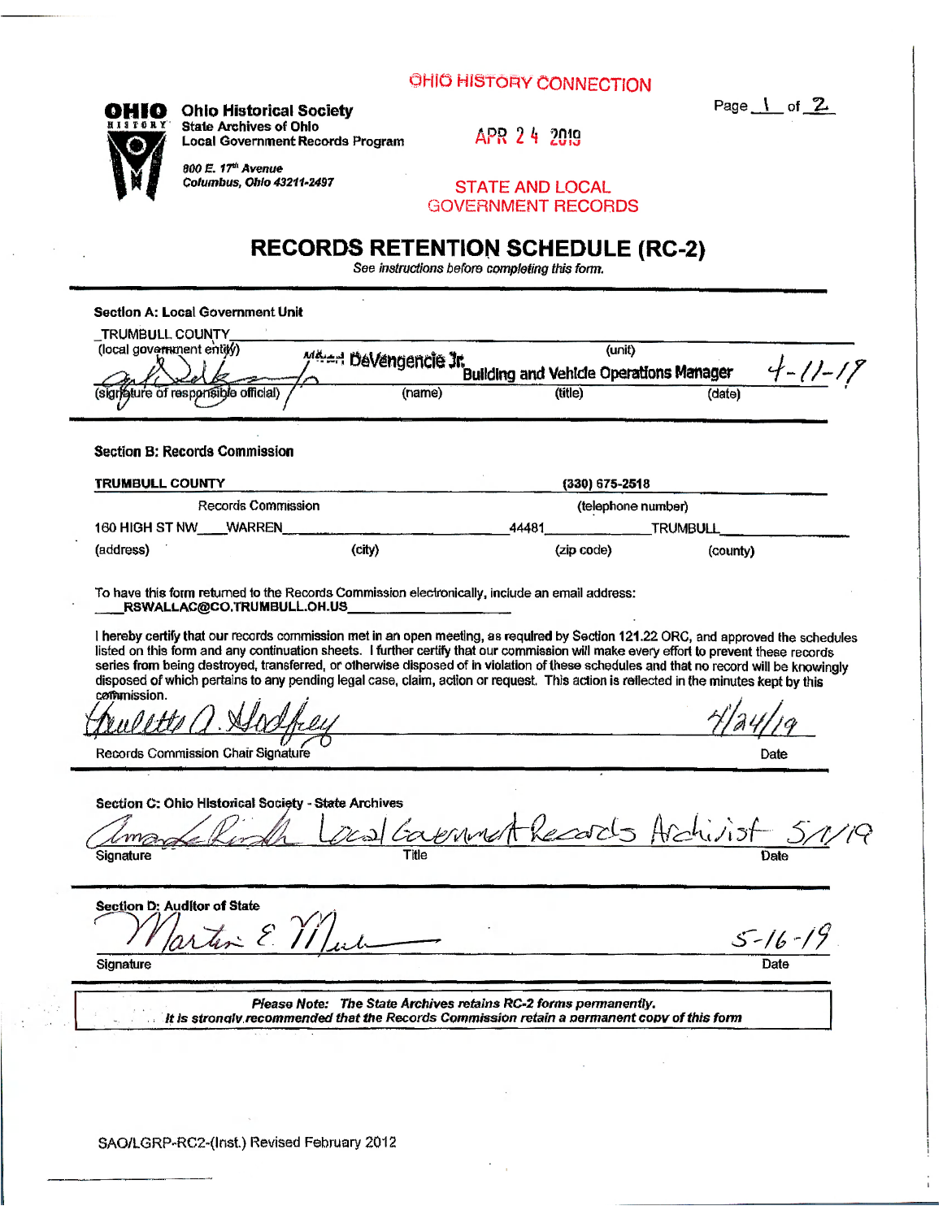OHIO HISTORY CONNECTION

**Ohio Historical Society**
**State Archives of Ohio**
**Local Government Records Program**

*800 E. 17th Avenue*
*Columbus, Ohio 43211-2497*

APR 24 2019

STATE AND LOCAL GOVERNMENT RECORDS

Page 1 of 2

# RECORDS RETENTION SCHEDULE (RC-2)

*See instructions before completing this form.*

**Section A: Local Government Unit**

TRUMBULL COUNTY
(local government entity) (unit)

(signature of responsible official) — Michael DeVengencie Jr. (name) — Building and Vehicle Operations Manager (title) — 4-11-19 (date)

**Section B: Records Commission**

**TRUMBULL COUNTY** — **(330) 675-2518**
Records Commission (telephone number)

160 HIGH ST NW (address) — WARREN (city) — 44481 (zip code) — TRUMBULL (county)

To have this form returned to the Records Commission electronically, include an email address: **RSWALLAC@CO.TRUMBULL.OH.US**

I hereby certify that our records commission met in an open meeting, as required by Section 121.22 ORC, and approved the schedules listed on this form and any continuation sheets. I further certify that our commission will make every effort to prevent these records series from being destroyed, transferred, or otherwise disposed of in violation of these schedules and that no record will be knowingly disposed of which pertains to any pending legal case, claim, action or request. This action is reflected in the minutes kept by this commission.

Records Commission Chair Signature — Date: 4/24/19

**Section C: Ohio Historical Society - State Archives**

Signature — Title: Local Government Records Archivist — Date: 5/1/19

**Section D: Auditor of State**

Signature — Date: 5-16-19

***Please Note: The State Archives retains RC-2 forms permanently.***
***It is strongly recommended that the Records Commission retain a permanent copy of this form***

SAO/LGRP-RC2-(Inst.) Revised February 2012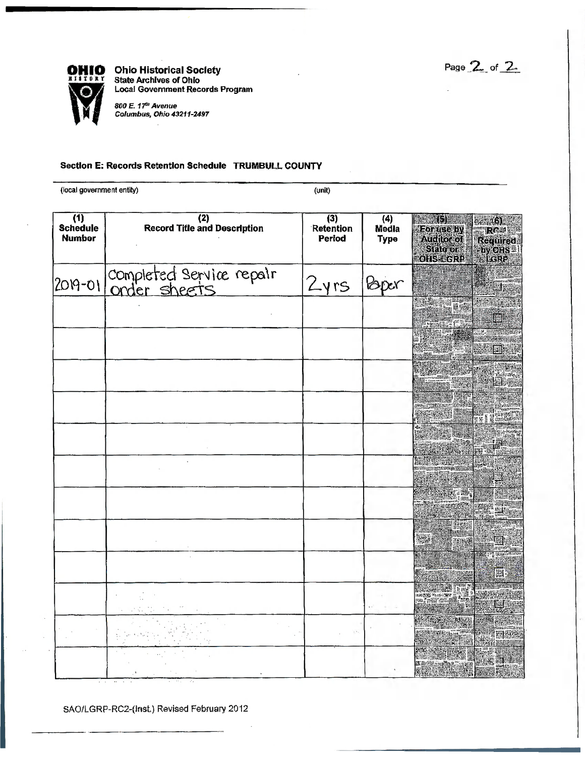**Ohio Historical Society**
State Archives of Ohio
Local Government Records Program

*800 E. 17th Avenue*
*Columbus, Ohio 43211-2497*

### Section E: Records Retention Schedule TRUMBULL COUNTY

(local government entity) (unit)

| (1) Schedule Number | (2) Record Title and Description | (3) Retention Period | (4) Media Type | (5) For use by Auditor of State or OHS-LGRP | (6) RC-3 Required by OHS LGRP |
|---|---|---|---|---|---|
| 2019-01 | Completed Service repair order sheets | 2yrs | Paper | | |
| | | | | | |
| | | | | | |
| | | | | | |
| | | | | | |
| | | | | | |
| | | | | | |
| | | | | | |
| | | | | | |
| | | | | | |
| | | | | | |
| | | | | | |
| | | | | | |

SAO/LGRP-RC2-(Inst.) Revised February 2012